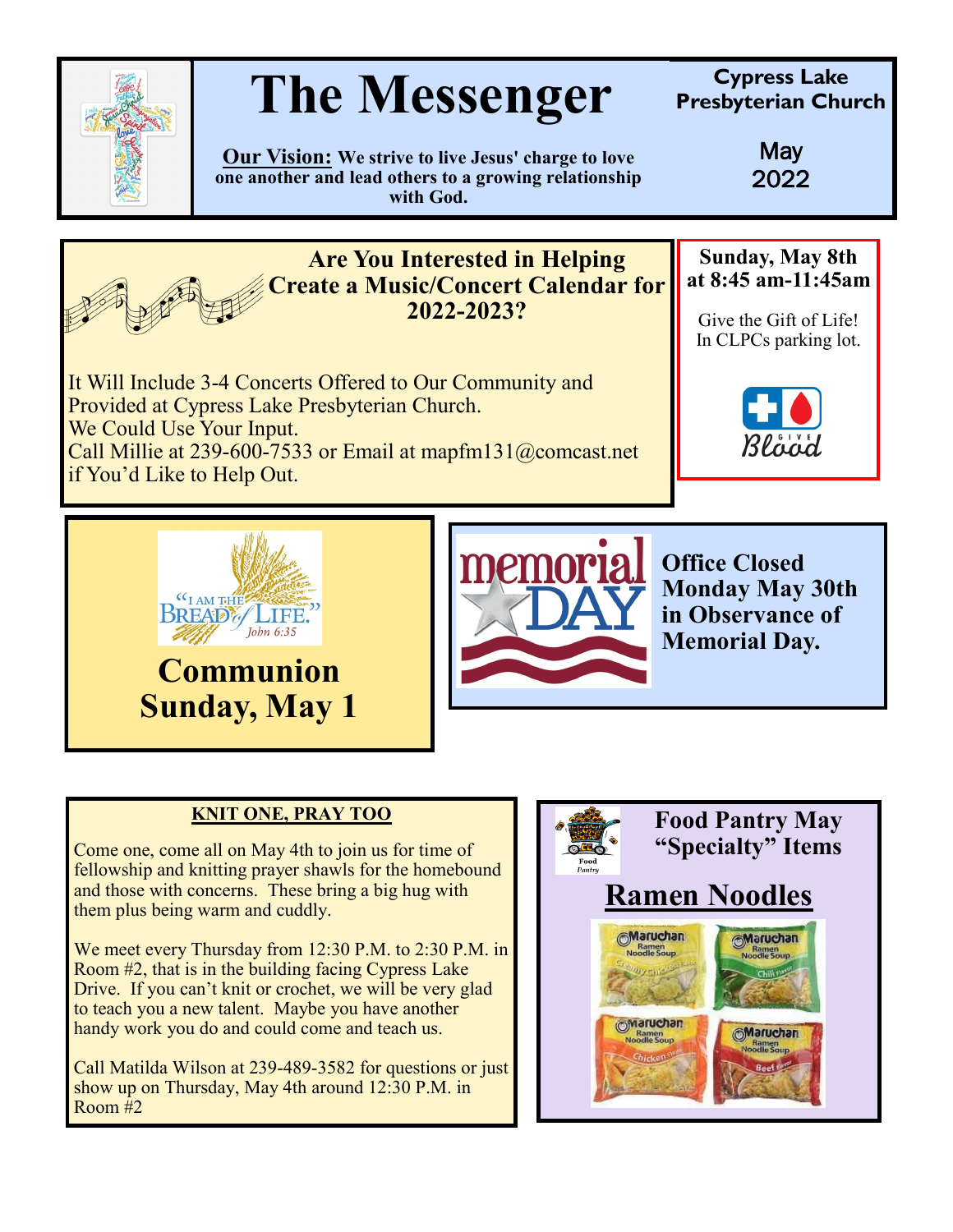# The Messenger

**Cypress Lake Presbyterian Church**

May 2022

**Our Vision:** **We strive to live Jesus' charge to love one another and lead others to a growing relationship with God.**

## Are You Interested in Helping Create a Music/Concert Calendar for 2022-2023?

It Will Include 3-4 Concerts Offered to Our Community and Provided at Cypress Lake Presbyterian Church.
We Could Use Your Input.
Call Millie at 239-600-7533 or Email at mapfm131@comcast.net if You'd Like to Help Out.

**Sunday, May 8th at 8:45 am-11:45am**

Give the Gift of Life!
In CLPCs parking lot.

## Communion Sunday, May 1

**Office Closed Monday May 30th in Observance of Memorial Day.**

### KNIT ONE, PRAY TOO

Come one, come all on May 4th to join us for time of fellowship and knitting prayer shawls for the homebound and those with concerns. These bring a big hug with them plus being warm and cuddly.

We meet every Thursday from 12:30 P.M. to 2:30 P.M. in Room #2, that is in the building facing Cypress Lake Drive. If you can't knit or crochet, we will be very glad to teach you a new talent. Maybe you have another handy work you do and could come and teach us.

Call Matilda Wilson at 239-489-3582 for questions or just show up on Thursday, May 4th around 12:30 P.M. in Room #2

### Food Pantry May "Specialty" Items

## Ramen Noodles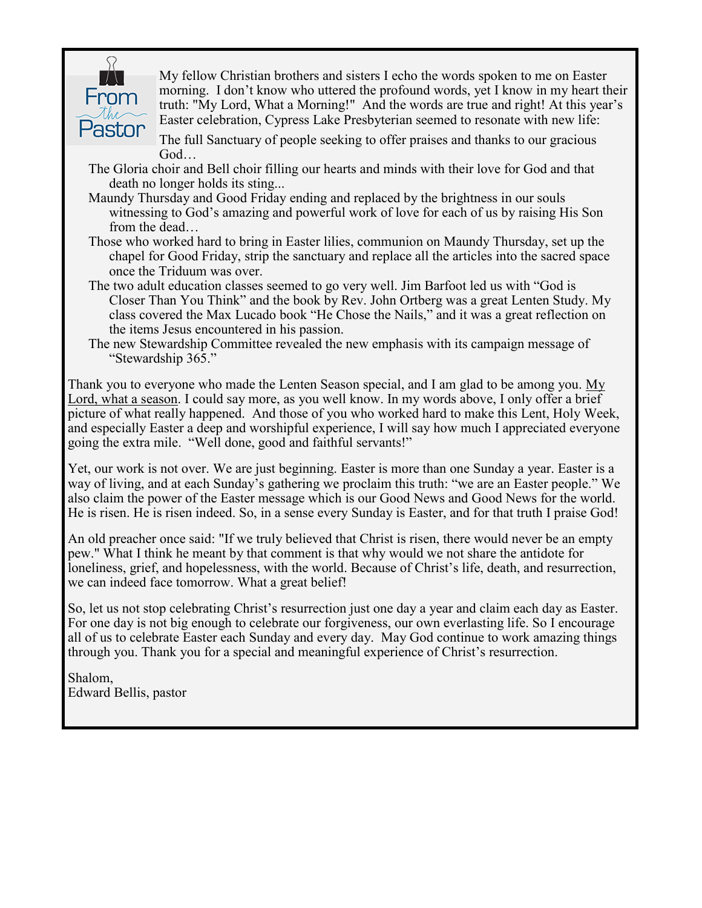## From the Pastor

My fellow Christian brothers and sisters I echo the words spoken to me on Easter morning. I don't know who uttered the profound words, yet I know in my heart their truth: "My Lord, What a Morning!" And the words are true and right! At this year's Easter celebration, Cypress Lake Presbyterian seemed to resonate with new life:

- The full Sanctuary of people seeking to offer praises and thanks to our gracious God…
- The Gloria choir and Bell choir filling our hearts and minds with their love for God and that death no longer holds its sting...
- Maundy Thursday and Good Friday ending and replaced by the brightness in our souls witnessing to God's amazing and powerful work of love for each of us by raising His Son from the dead…
- Those who worked hard to bring in Easter lilies, communion on Maundy Thursday, set up the chapel for Good Friday, strip the sanctuary and replace all the articles into the sacred space once the Triduum was over.
- The two adult education classes seemed to go very well. Jim Barfoot led us with "God is Closer Than You Think" and the book by Rev. John Ortberg was a great Lenten Study. My class covered the Max Lucado book "He Chose the Nails," and it was a great reflection on the items Jesus encountered in his passion.
- The new Stewardship Committee revealed the new emphasis with its campaign message of "Stewardship 365."

Thank you to everyone who made the Lenten Season special, and I am glad to be among you. <u>My Lord, what a season</u>. I could say more, as you well know. In my words above, I only offer a brief picture of what really happened. And those of you who worked hard to make this Lent, Holy Week, and especially Easter a deep and worshipful experience, I will say how much I appreciated everyone going the extra mile. "Well done, good and faithful servants!"

Yet, our work is not over. We are just beginning. Easter is more than one Sunday a year. Easter is a way of living, and at each Sunday's gathering we proclaim this truth: "we are an Easter people." We also claim the power of the Easter message which is our Good News and Good News for the world. He is risen. He is risen indeed. So, in a sense every Sunday is Easter, and for that truth I praise God!

An old preacher once said: "If we truly believed that Christ is risen, there would never be an empty pew." What I think he meant by that comment is that why would we not share the antidote for loneliness, grief, and hopelessness, with the world. Because of Christ's life, death, and resurrection, we can indeed face tomorrow. What a great belief!

So, let us not stop celebrating Christ's resurrection just one day a year and claim each day as Easter. For one day is not big enough to celebrate our forgiveness, our own everlasting life. So I encourage all of us to celebrate Easter each Sunday and every day. May God continue to work amazing things through you. Thank you for a special and meaningful experience of Christ's resurrection.

Shalom,
Edward Bellis, pastor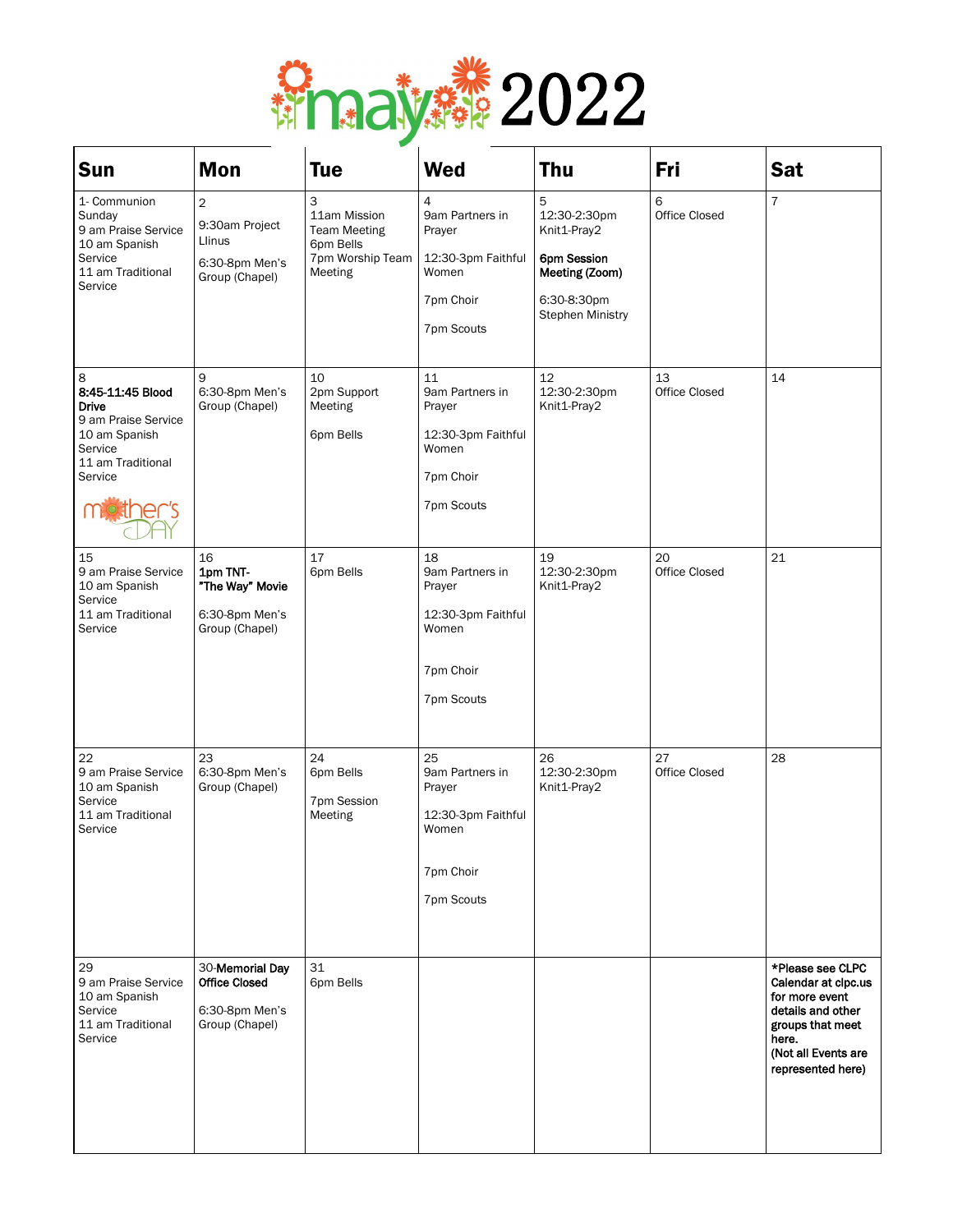# may 2022

| Sun | Mon | Tue | Wed | Thu | Fri | Sat |
|---|---|---|---|---|---|---|
| 1- Communion Sunday<br>9 am Praise Service<br>10 am Spanish Service<br>11 am Traditional Service | 2<br>9:30am Project Llinus<br>6:30-8pm Men's Group (Chapel) | 3<br>11am Mission Team Meeting<br>6pm Bells<br>7pm Worship Team Meeting | 4<br>9am Partners in Prayer<br>12:30-3pm Faithful Women<br>7pm Choir<br>7pm Scouts | 5<br>12:30-2:30pm Knit1-Pray2<br>**6pm Session Meeting (Zoom)**<br>6:30-8:30pm Stephen Ministry | 6<br>Office Closed | 7 |
| 8<br>**8:45-11:45 Blood Drive**<br>9 am Praise Service<br>10 am Spanish Service<br>11 am Traditional Service<br>mother's DAY | 9<br>6:30-8pm Men's Group (Chapel) | 10<br>2pm Support Meeting<br>6pm Bells | 11<br>9am Partners in Prayer<br>12:30-3pm Faithful Women<br>7pm Choir<br>7pm Scouts | 12<br>12:30-2:30pm Knit1-Pray2 | 13<br>Office Closed | 14 |
| 15<br>9 am Praise Service<br>10 am Spanish Service<br>11 am Traditional Service | 16<br>**1pm TNT- "The Way" Movie**<br>6:30-8pm Men's Group (Chapel) | 17<br>6pm Bells | 18<br>9am Partners in Prayer<br>12:30-3pm Faithful Women<br>7pm Choir<br>7pm Scouts | 19<br>12:30-2:30pm Knit1-Pray2 | 20<br>Office Closed | 21 |
| 22<br>9 am Praise Service<br>10 am Spanish Service<br>11 am Traditional Service | 23<br>6:30-8pm Men's Group (Chapel) | 24<br>6pm Bells<br>7pm Session Meeting | 25<br>9am Partners in Prayer<br>12:30-3pm Faithful Women<br>7pm Choir<br>7pm Scouts | 26<br>12:30-2:30pm Knit1-Pray2 | 27<br>Office Closed | 28 |
| 29<br>9 am Praise Service<br>10 am Spanish Service<br>11 am Traditional Service | 30-**Memorial Day Office Closed**<br>6:30-8pm Men's Group (Chapel) | 31<br>6pm Bells | | | | ***Please see CLPC Calendar at clpc.us for more event details and other groups that meet here. (Not all Events are represented here)** |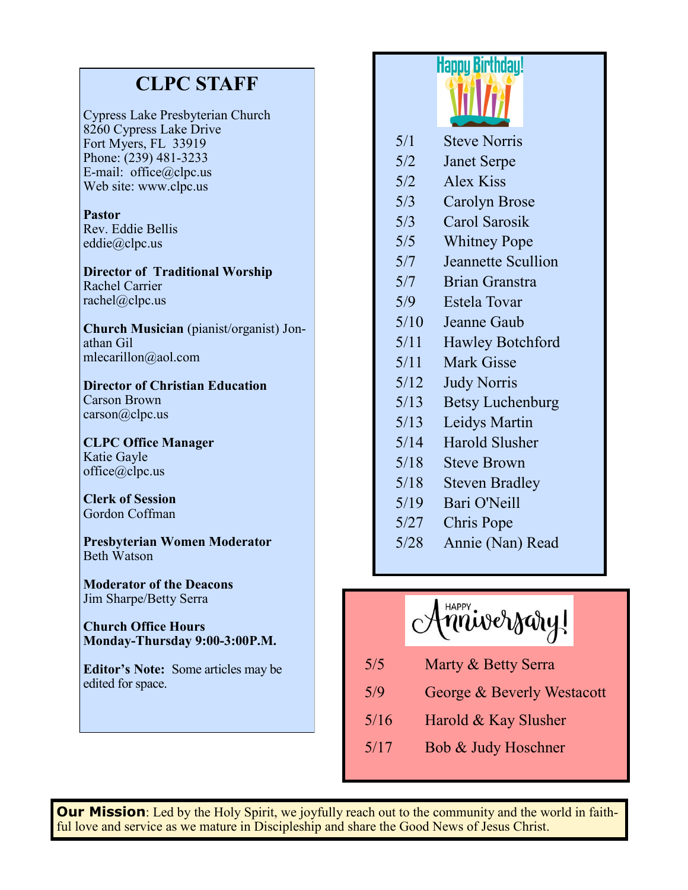## CLPC STAFF

Cypress Lake Presbyterian Church
8260 Cypress Lake Drive
Fort Myers, FL 33919
Phone: (239) 481-3233
E-mail: office@clpc.us
Web site: www.clpc.us

**Pastor**
Rev. Eddie Bellis
eddie@clpc.us

**Director of Traditional Worship**
Rachel Carrier
rachel@clpc.us

**Church Musician** (pianist/organist) Jonathan Gil
mlecarillon@aol.com

**Director of Christian Education**
Carson Brown
carson@clpc.us

**CLPC Office Manager**
Katie Gayle
office@clpc.us

**Clerk of Session**
Gordon Coffman

**Presbyterian Women Moderator**
Beth Watson

**Moderator of the Deacons**
Jim Sharpe/Betty Serra

**Church Office Hours**
**Monday-Thursday 9:00-3:00P.M.**

**Editor's Note:** Some articles may be edited for space.

## Happy Birthday!

| | |
|---|---|
| 5/1 | Steve Norris |
| 5/2 | Janet Serpe |
| 5/2 | Alex Kiss |
| 5/3 | Carolyn Brose |
| 5/3 | Carol Sarosik |
| 5/5 | Whitney Pope |
| 5/7 | Jeannette Scullion |
| 5/7 | Brian Granstra |
| 5/9 | Estela Tovar |
| 5/10 | Jeanne Gaub |
| 5/11 | Hawley Botchford |
| 5/11 | Mark Gisse |
| 5/12 | Judy Norris |
| 5/13 | Betsy Luchenburg |
| 5/13 | Leidys Martin |
| 5/14 | Harold Slusher |
| 5/18 | Steve Brown |
| 5/18 | Steven Bradley |
| 5/19 | Bari O'Neill |
| 5/27 | Chris Pope |
| 5/28 | Annie (Nan) Read |

## Happy Anniversary!

| | |
|---|---|
| 5/5 | Marty & Betty Serra |
| 5/9 | George & Beverly Westacott |
| 5/16 | Harold & Kay Slusher |
| 5/17 | Bob & Judy Hoschner |

**Our Mission**: Led by the Holy Spirit, we joyfully reach out to the community and the world in faithful love and service as we mature in Discipleship and share the Good News of Jesus Christ.